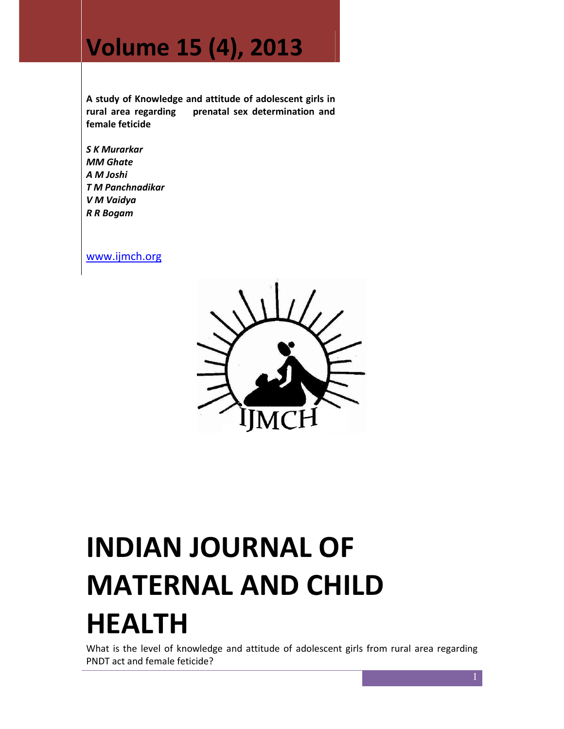# Volume 15 (4), 2013

**A study of Knowledge and attitude of adolescent girls in rural area regarding prenatal sex determination and female feticide**

***S K Murarkar***
***MM Ghate***
***A M Joshi***
***T M Panchnadikar***
***V M Vaidya***
***R R Bogam***

www.ijmch.org

IJMCH

# INDIAN JOURNAL OF MATERNAL AND CHILD HEALTH

What is the level of knowledge and attitude of adolescent girls from rural area regarding PNDT act and female feticide?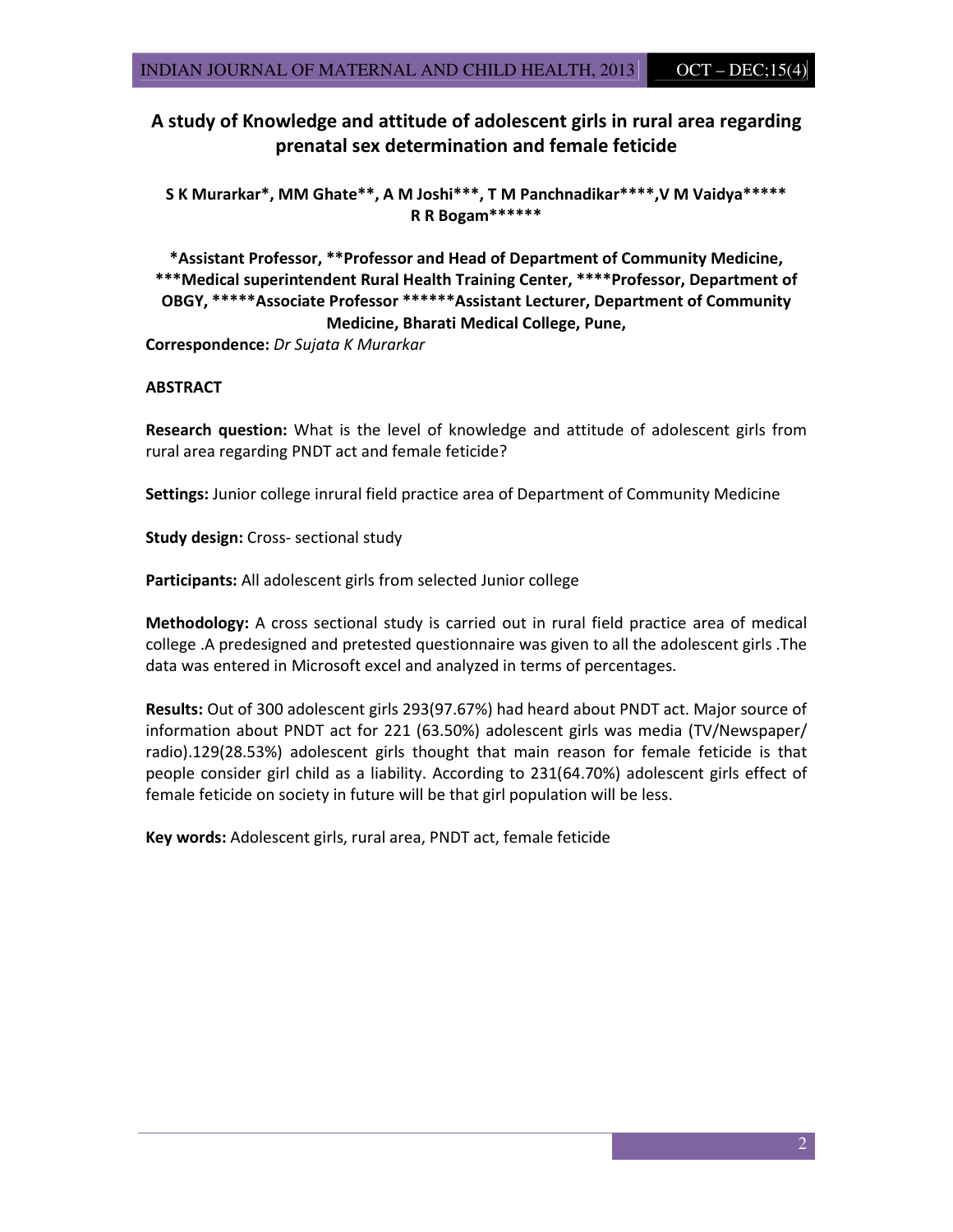# A study of Knowledge and attitude of adolescent girls in rural area regarding prenatal sex determination and female feticide

**S K Murarkar*, MM Ghate**, A M Joshi***, T M Panchnadikar****,V M Vaidya***** R R Bogam******

***Assistant Professor, **Professor and Head of Department of Community Medicine, ***Medical superintendent Rural Health Training Center, ****Professor, Department of OBGY, *****Associate Professor ******Assistant Lecturer, Department of Community Medicine, Bharati Medical College, Pune,**

**Correspondence:** *Dr Sujata K Murarkar*

**ABSTRACT**

**Research question:** What is the level of knowledge and attitude of adolescent girls from rural area regarding PNDT act and female feticide?

**Settings:** Junior college inrural field practice area of Department of Community Medicine

**Study design:** Cross- sectional study

**Participants:** All adolescent girls from selected Junior college

**Methodology:** A cross sectional study is carried out in rural field practice area of medical college .A predesigned and pretested questionnaire was given to all the adolescent girls .The data was entered in Microsoft excel and analyzed in terms of percentages.

**Results:** Out of 300 adolescent girls 293(97.67%) had heard about PNDT act. Major source of information about PNDT act for 221 (63.50%) adolescent girls was media (TV/Newspaper/ radio).129(28.53%) adolescent girls thought that main reason for female feticide is that people consider girl child as a liability. According to 231(64.70%) adolescent girls effect of female feticide on society in future will be that girl population will be less.

**Key words:** Adolescent girls, rural area, PNDT act, female feticide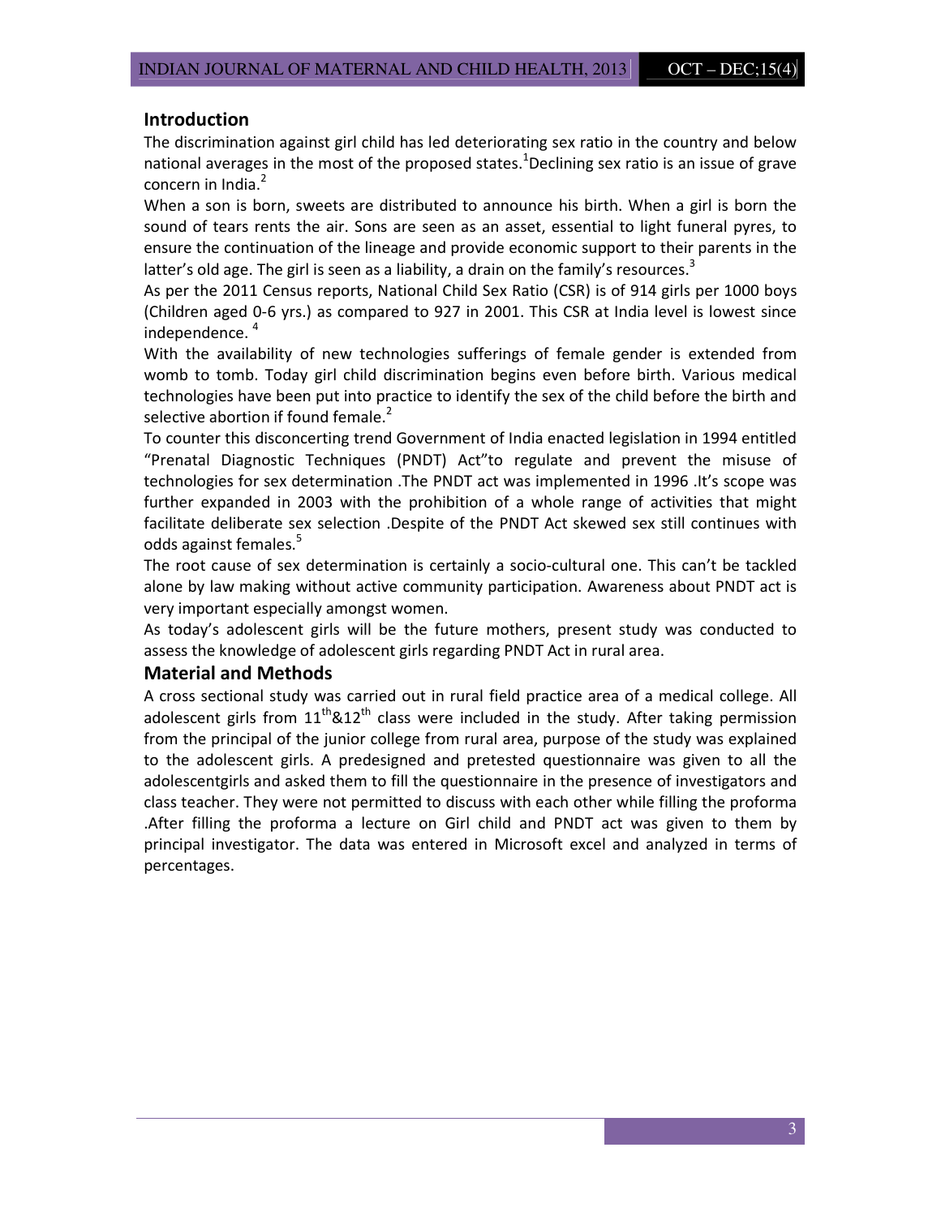## Introduction

The discrimination against girl child has led deteriorating sex ratio in the country and below national averages in the most of the proposed states.[1] Declining sex ratio is an issue of grave concern in India.[2]

When a son is born, sweets are distributed to announce his birth. When a girl is born the sound of tears rents the air. Sons are seen as an asset, essential to light funeral pyres, to ensure the continuation of the lineage and provide economic support to their parents in the latter's old age. The girl is seen as a liability, a drain on the family's resources.[3]

As per the 2011 Census reports, National Child Sex Ratio (CSR) is of 914 girls per 1000 boys (Children aged 0-6 yrs.) as compared to 927 in 2001. This CSR at India level is lowest since independence. [4]

With the availability of new technologies sufferings of female gender is extended from womb to tomb. Today girl child discrimination begins even before birth. Various medical technologies have been put into practice to identify the sex of the child before the birth and selective abortion if found female.[2]

To counter this disconcerting trend Government of India enacted legislation in 1994 entitled "Prenatal Diagnostic Techniques (PNDT) Act"to regulate and prevent the misuse of technologies for sex determination .The PNDT act was implemented in 1996 .It's scope was further expanded in 2003 with the prohibition of a whole range of activities that might facilitate deliberate sex selection .Despite of the PNDT Act skewed sex still continues with odds against females.[5]

The root cause of sex determination is certainly a socio-cultural one. This can't be tackled alone by law making without active community participation. Awareness about PNDT act is very important especially amongst women.

As today's adolescent girls will be the future mothers, present study was conducted to assess the knowledge of adolescent girls regarding PNDT Act in rural area.

## Material and Methods

A cross sectional study was carried out in rural field practice area of a medical college. All adolescent girls from 11th&12th class were included in the study. After taking permission from the principal of the junior college from rural area, purpose of the study was explained to the adolescent girls. A predesigned and pretested questionnaire was given to all the adolescentgirls and asked them to fill the questionnaire in the presence of investigators and class teacher. They were not permitted to discuss with each other while filling the proforma .After filling the proforma a lecture on Girl child and PNDT act was given to them by principal investigator. The data was entered in Microsoft excel and analyzed in terms of percentages.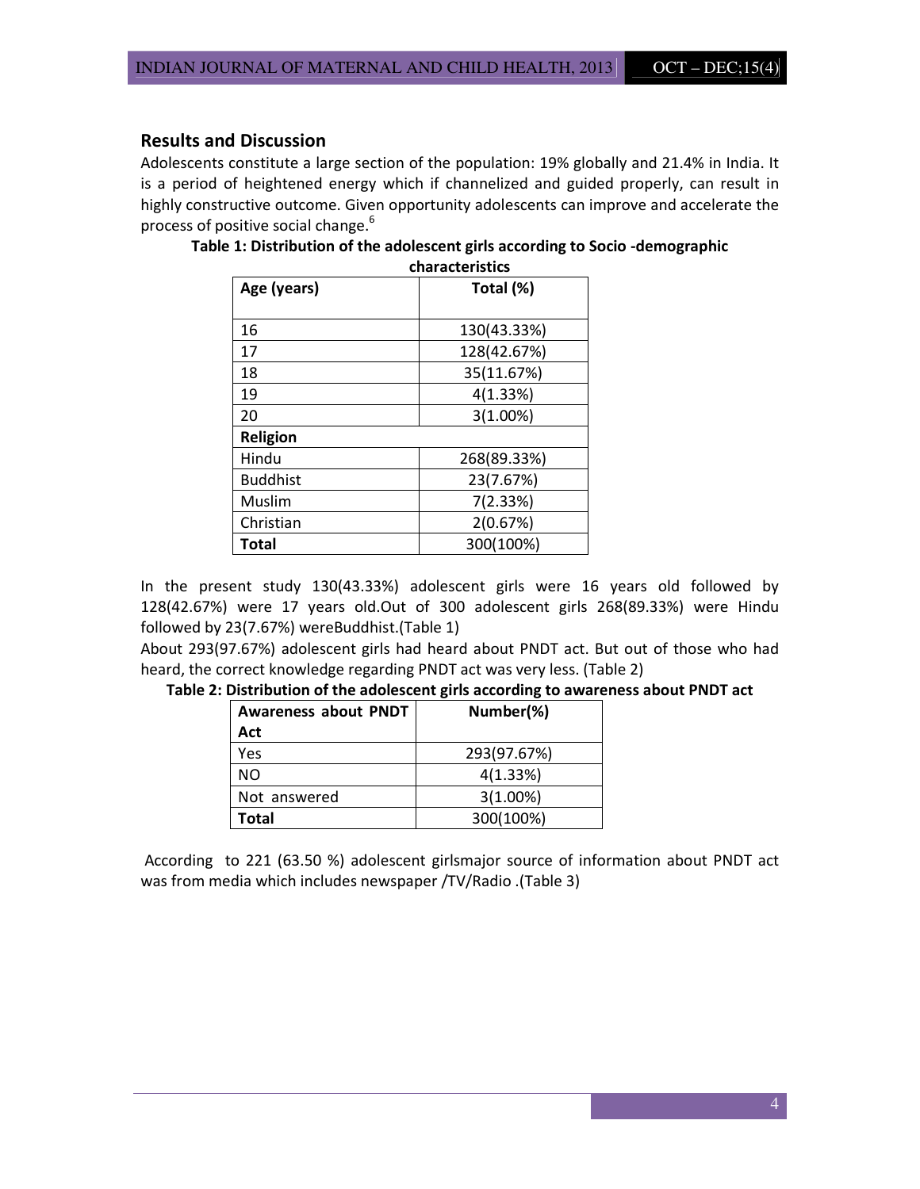## Results and Discussion

Adolescents constitute a large section of the population: 19% globally and 21.4% in India. It is a period of heightened energy which if channelized and guided properly, can result in highly constructive outcome. Given opportunity adolescents can improve and accelerate the process of positive social change.[6]

**Table 1: Distribution of the adolescent girls according to Socio -demographic characteristics**

| **Age (years)** | **Total (%)** |
|---|---|
| 16 | 130(43.33%) |
| 17 | 128(42.67%) |
| 18 | 35(11.67%) |
| 19 | 4(1.33%) |
| 20 | 3(1.00%) |
| **Religion** | |
| Hindu | 268(89.33%) |
| Buddhist | 23(7.67%) |
| Muslim | 7(2.33%) |
| Christian | 2(0.67%) |
| **Total** | 300(100%) |

In the present study 130(43.33%) adolescent girls were 16 years old followed by 128(42.67%) were 17 years old.Out of 300 adolescent girls 268(89.33%) were Hindu followed by 23(7.67%) wereBuddhist.(Table 1)

About 293(97.67%) adolescent girls had heard about PNDT act. But out of those who had heard, the correct knowledge regarding PNDT act was very less. (Table 2)

**Table 2: Distribution of the adolescent girls according to awareness about PNDT act**

| **Awareness about PNDT Act** | **Number(%)** |
|---|---|
| Yes | 293(97.67%) |
| NO | 4(1.33%) |
| Not answered | 3(1.00%) |
| **Total** | 300(100%) |

According to 221 (63.50 %) adolescent girlsmajor source of information about PNDT act was from media which includes newspaper /TV/Radio .(Table 3)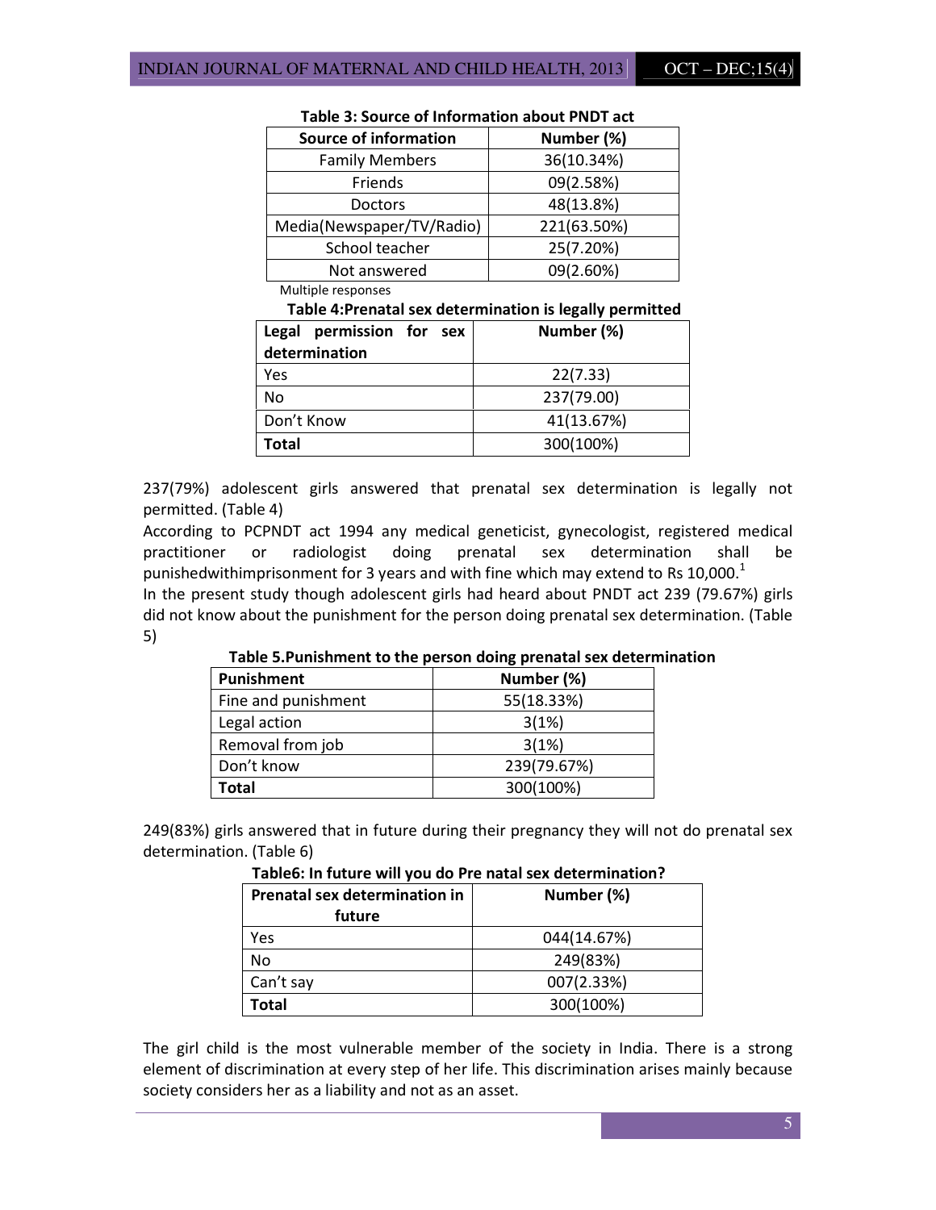**Table 3: Source of Information about PNDT act**

| Source of information | Number (%) |
|---|---|
| Family Members | 36(10.34%) |
| Friends | 09(2.58%) |
| Doctors | 48(13.8%) |
| Media(Newspaper/TV/Radio) | 221(63.50%) |
| School teacher | 25(7.20%) |
| Not answered | 09(2.60%) |

Multiple responses

**Table 4:Prenatal sex determination is legally permitted**

| Legal permission for sex determination | Number (%) |
|---|---|
| Yes | 22(7.33) |
| No | 237(79.00) |
| Don't Know | 41(13.67%) |
| **Total** | 300(100%) |

237(79%) adolescent girls answered that prenatal sex determination is legally not permitted. (Table 4)

According to PCPNDT act 1994 any medical geneticist, gynecologist, registered medical practitioner or radiologist doing prenatal sex determination shall be punishedwithimprisonment for 3 years and with fine which may extend to Rs 10,000.[1]

In the present study though adolescent girls had heard about PNDT act 239 (79.67%) girls did not know about the punishment for the person doing prenatal sex determination. (Table 5)

**Table 5.Punishment to the person doing prenatal sex determination**

| Punishment | Number (%) |
|---|---|
| Fine and punishment | 55(18.33%) |
| Legal action | 3(1%) |
| Removal from job | 3(1%) |
| Don't know | 239(79.67%) |
| **Total** | 300(100%) |

249(83%) girls answered that in future during their pregnancy they will not do prenatal sex determination. (Table 6)

**Table6: In future will you do Pre natal sex determination?**

| Prenatal sex determination in future | Number (%) |
|---|---|
| Yes | 044(14.67%) |
| No | 249(83%) |
| Can't say | 007(2.33%) |
| **Total** | 300(100%) |

The girl child is the most vulnerable member of the society in India. There is a strong element of discrimination at every step of her life. This discrimination arises mainly because society considers her as a liability and not as an asset.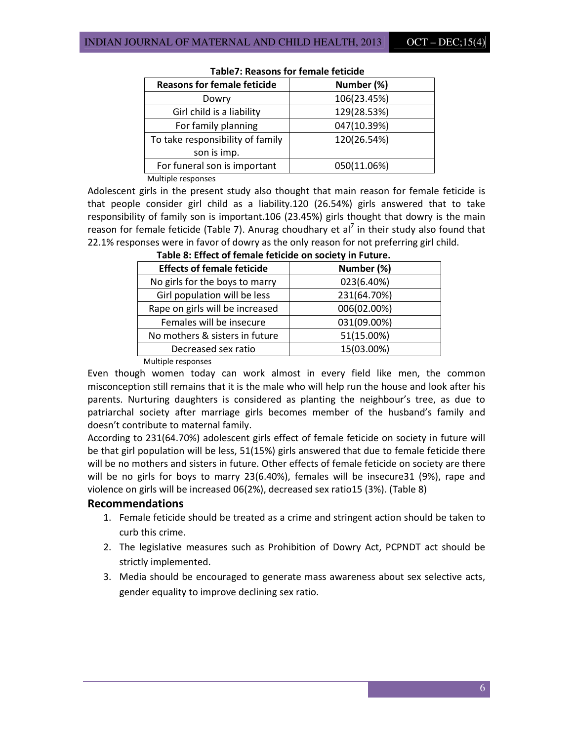**Table7: Reasons for female feticide**

| Reasons for female feticide | Number (%) |
| --- | --- |
| Dowry | 106(23.45%) |
| Girl child is a liability | 129(28.53%) |
| For family planning | 047(10.39%) |
| To take responsibility of family son is imp. | 120(26.54%) |
| For funeral son is important | 050(11.06%) |

Multiple responses

Adolescent girls in the present study also thought that main reason for female feticide is that people consider girl child as a liability.120 (26.54%) girls answered that to take responsibility of family son is important.106 (23.45%) girls thought that dowry is the main reason for female feticide (Table 7). Anurag choudhary et al[7] in their study also found that 22.1% responses were in favor of dowry as the only reason for not preferring girl child.

**Table 8: Effect of female feticide on society in Future.**

| Effects of female feticide | Number (%) |
| --- | --- |
| No girls for the boys to marry | 023(6.40%) |
| Girl population will be less | 231(64.70%) |
| Rape on girls will be increased | 006(02.00%) |
| Females will be insecure | 031(09.00%) |
| No mothers & sisters in future | 51(15.00%) |
| Decreased sex ratio | 15(03.00%) |

Multiple responses

Even though women today can work almost in every field like men, the common misconception still remains that it is the male who will help run the house and look after his parents. Nurturing daughters is considered as planting the neighbour's tree, as due to patriarchal society after marriage girls becomes member of the husband's family and doesn't contribute to maternal family.

According to 231(64.70%) adolescent girls effect of female feticide on society in future will be that girl population will be less, 51(15%) girls answered that due to female feticide there will be no mothers and sisters in future. Other effects of female feticide on society are there will be no girls for boys to marry 23(6.40%), females will be insecure31 (9%), rape and violence on girls will be increased 06(2%), decreased sex ratio15 (3%). (Table 8)

## Recommendations

1. Female feticide should be treated as a crime and stringent action should be taken to curb this crime.
2. The legislative measures such as Prohibition of Dowry Act, PCPNDT act should be strictly implemented.
3. Media should be encouraged to generate mass awareness about sex selective acts, gender equality to improve declining sex ratio.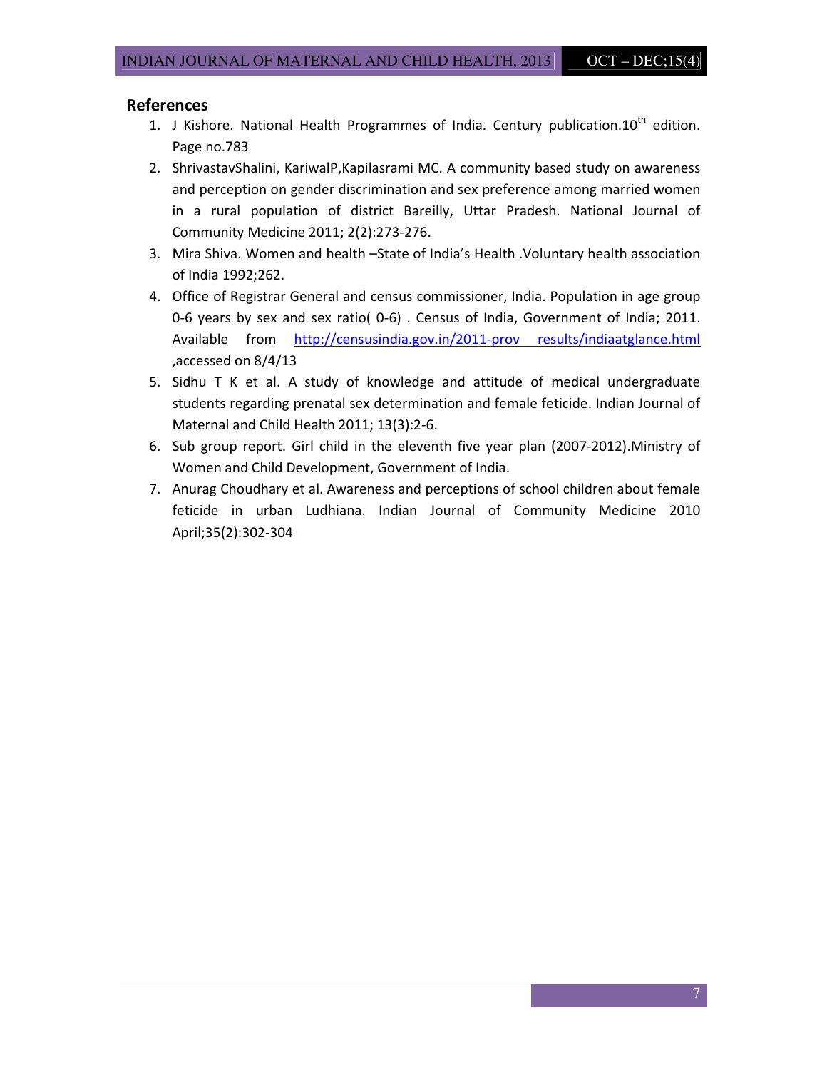## References

1. J Kishore. National Health Programmes of India. Century publication.10th edition. Page no.783
2. ShrivastavShalini, KariwalP,Kapilasrami MC. A community based study on awareness and perception on gender discrimination and sex preference among married women in a rural population of district Bareilly, Uttar Pradesh. National Journal of Community Medicine 2011; 2(2):273-276.
3. Mira Shiva. Women and health –State of India's Health .Voluntary health association of India 1992;262.
4. Office of Registrar General and census commissioner, India. Population in age group 0-6 years by sex and sex ratio( 0-6) . Census of India, Government of India; 2011. Available from http://censusindia.gov.in/2011-prov results/indiaatglance.html ,accessed on 8/4/13
5. Sidhu T K et al. A study of knowledge and attitude of medical undergraduate students regarding prenatal sex determination and female feticide. Indian Journal of Maternal and Child Health 2011; 13(3):2-6.
6. Sub group report. Girl child in the eleventh five year plan (2007-2012).Ministry of Women and Child Development, Government of India.
7. Anurag Choudhary et al. Awareness and perceptions of school children about female feticide in urban Ludhiana. Indian Journal of Community Medicine 2010 April;35(2):302-304